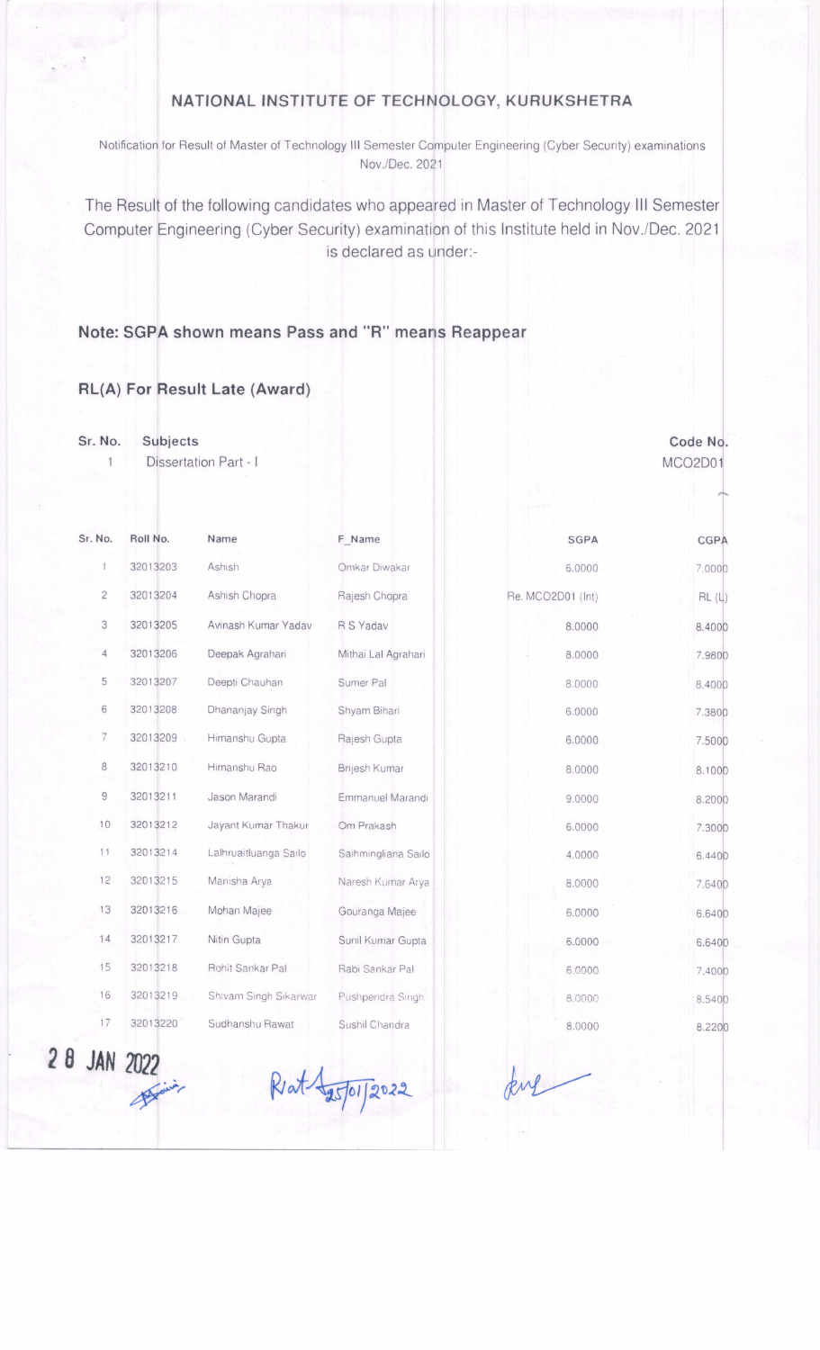# NATIONAL INSTITUTE OF TECHNOLOGY, KURUKSHETRA

Notification for Result of Master of Technology III Semester Computer Engineering (Cyber Security) examinations Nov./Dec. 2021

The Result of the following candidates who appeared in Master of Technology III Semester Computer Engineering (Cyber Security) examination of this Institute held in Nov./Dec. 2021 is declared as under:-

**Note: SGPA shown means Pass and "R" means Reappear**

**RL(A) For Result Late (Award)**

| Sr. No. | Subjects | Code No. |
|---|---|---|
| 1 | Dissertation Part - I | MCO2D01 |

| Sr. No. | Roll No. | Name | F_Name | SGPA | CGPA |
|---|---|---|---|---|---|
| 1 | 32013203 | Ashish | Omkar Diwakar | 6.0000 | 7.0000 |
| 2 | 32013204 | Ashish Chopra | Rajesh Chopra | Re. MCO2D01 (Int) | RL (L) |
| 3 | 32013205 | Avinash Kumar Yadav | R S Yadav | 8.0000 | 8.4000 |
| 4 | 32013206 | Deepak Agrahari | Mithai Lal Agrahari | 8.0000 | 7.9800 |
| 5 | 32013207 | Deepti Chauhan | Sumer Pal | 8.0000 | 8.4000 |
| 6 | 32013208 | Dhananjay Singh | Shyam Bihari | 6.0000 | 7.3800 |
| 7 | 32013209 | Himanshu Gupta | Rajesh Gupta | 6.0000 | 7.5000 |
| 8 | 32013210 | Himanshu Rao | Brijesh Kumar | 8.0000 | 8.1000 |
| 9 | 32013211 | Jason Marandi | Emmanuel Marandi | 9.0000 | 8.2000 |
| 10 | 32013212 | Jayant Kumar Thakur | Om Prakash | 6.0000 | 7.3000 |
| 11 | 32013214 | Lalhruaitluanga Sailo | Saihmingliana Sailo | 4.0000 | 6.4400 |
| 12 | 32013215 | Manisha Arya | Naresh Kumar Arya | 8.0000 | 7.6400 |
| 13 | 32013216 | Mohan Majee | Gouranga Majee | 6.0000 | 6.6400 |
| 14 | 32013217 | Nitin Gupta | Sunil Kumar Gupta | 6.0000 | 6.6400 |
| 15 | 32013218 | Rohit Sankar Pal | Rabi Sankar Pal | 6.0000 | 7.4000 |
| 16 | 32013219 | Shivam Singh Sikarwar | Pushpendra Singh | 8.0000 | 8.5400 |
| 17 | 32013220 | Sudhanshu Rawat | Sushil Chandra | 8.0000 | 8.2200 |

28 JAN 2022

25/01/2022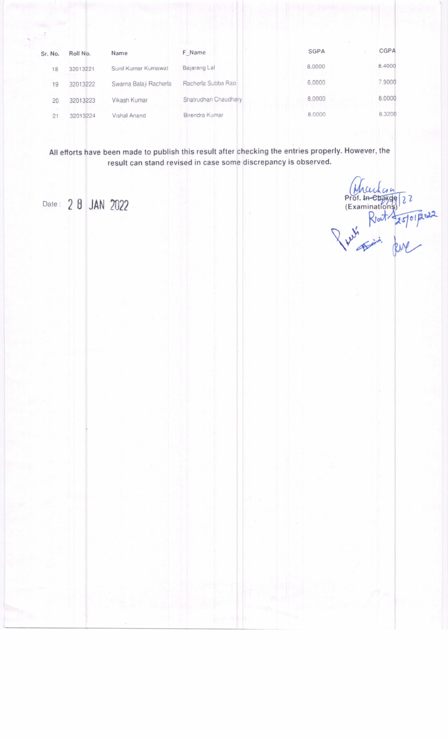| Sr. No. | Roll No. | Name | F_Name | SGPA | CGPA |
| --- | --- | --- | --- | --- | --- |
| 18 | 32013221 | Sunil Kumar Kumawat | Bajarang Lal | 8.0000 | 8.4000 |
| 19 | 32013222 | Swarna Balaji Racherla | Racherla Subba Rao | 6.0000 | 7.9000 |
| 20 | 32013223 | Vikash Kumar | Shatrudhan Chaudhary | 8.0000 | 8.0000 |
| 21 | 32013224 | Vishal Anand | Birendra Kumar | 8.0000 | 8.3200 |

**All efforts have been made to publish this result after checking the entries properly. However, the result can stand revised in case some discrepancy is observed.**

Date : 28 JAN 2022

Prof. ~~In-Charge~~
(Examinations)